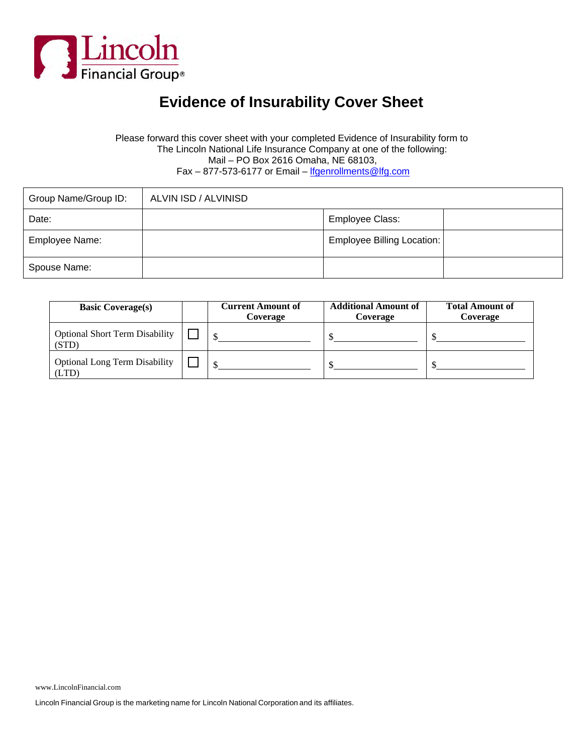Lincoln Financial Group®

# Evidence of Insurability Cover Sheet

Please forward this cover sheet with your completed Evidence of Insurability form to
The Lincoln National Life Insurance Company at one of the following:
Mail – PO Box 2616 Omaha, NE 68103,
Fax – 877-573-6177 or Email – lfgenrollments@lfg.com

| Group Name/Group ID: | ALVIN ISD / ALVINISD | | |
|---|---|---|---|
| Date: | | Employee Class: | |
| Employee Name: | | Employee Billing Location: | |
| Spouse Name: | | | |

| **Basic Coverage(s)** | | **Current Amount of Coverage** | **Additional Amount of Coverage** | **Total Amount of Coverage** |
|---|---|---|---|---|
| Optional Short Term Disability (STD) | ☐ | $__________ | $__________ | $__________ |
| Optional Long Term Disability (LTD) | ☐ | $__________ | $__________ | $__________ |

www.LincolnFinancial.com

Lincoln Financial Group is the marketing name for Lincoln National Corporation and its affiliates.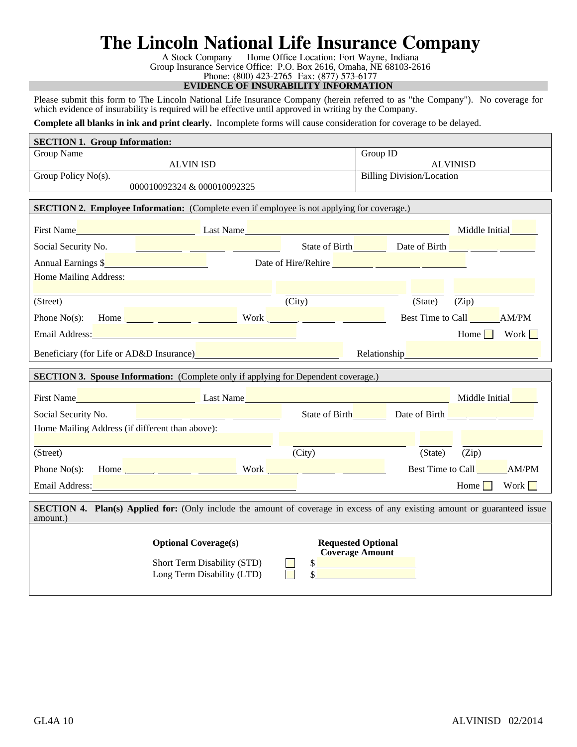# The Lincoln National Life Insurance Company

A Stock Company Home Office Location: Fort Wayne, Indiana
Group Insurance Service Office: P.O. Box 2616, Omaha, NE 68103-2616
Phone: (800) 423-2765 Fax: (877) 573-6177

## EVIDENCE OF INSURABILITY INFORMATION

Please submit this form to The Lincoln National Life Insurance Company (herein referred to as "the Company"). No coverage for which evidence of insurability is required will be effective until approved in writing by the Company.

**Complete all blanks in ink and print clearly.** Incomplete forms will cause consideration for coverage to be delayed.

| **SECTION 1. Group Information:** | |
|---|---|
| Group Name<br>ALVIN ISD | Group ID<br>ALVINISD |
| Group Policy No(s).<br>000010092324 & 000010092325 | Billing Division/Location |

**SECTION 2. Employee Information:** (Complete even if employee is not applying for coverage.)

First Name\_\_\_\_\_\_\_\_ Last Name\_\_\_\_\_\_\_\_ Middle Initial\_\_\_\_

Social Security No. \_\_\_\_ \_\_\_\_ \_\_\_\_ State of Birth\_\_\_\_ Date of Birth \_\_\_\_ \_\_\_\_ \_\_\_\_

Annual Earnings $\_\_\_\_\_\_\_\_ Date of Hire/Rehire \_\_\_\_ \_\_\_\_ \_\_\_\_

Home Mailing Address:

\_\_\_\_\_\_\_\_ \_\_\_\_\_\_\_\_ \_\_\_\_ \_\_\_\_
(Street) (City) (State) (Zip)

Phone No(s): Home \_\_\_\_ \_\_\_\_ \_\_\_\_ Work \_\_\_\_ \_\_\_\_ \_\_\_\_ Best Time to Call \_\_\_\_AM/PM

Email Address:\_\_\_\_\_\_\_\_ Home ☐ Work ☐

Beneficiary (for Life or AD&D Insurance)\_\_\_\_\_\_\_\_ Relationship\_\_\_\_\_\_\_\_

**SECTION 3. Spouse Information:** (Complete only if applying for Dependent coverage.)

First Name\_\_\_\_\_\_\_\_ Last Name\_\_\_\_\_\_\_\_ Middle Initial\_\_\_\_

Social Security No. \_\_\_\_ \_\_\_\_ \_\_\_\_ State of Birth\_\_\_\_ Date of Birth \_\_\_\_ \_\_\_\_ \_\_\_\_

Home Mailing Address (if different than above):

\_\_\_\_\_\_\_\_ \_\_\_\_\_\_\_\_ \_\_\_\_ \_\_\_\_
(Street) (City) (State) (Zip)

Phone No(s): Home \_\_\_\_ \_\_\_\_ \_\_\_\_ Work \_\_\_\_ \_\_\_\_ \_\_\_\_ Best Time to Call \_\_\_\_AM/PM

Email Address:\_\_\_\_\_\_\_\_ Home ☐ Work ☐

**SECTION 4. Plan(s) Applied for:** (Only include the amount of coverage in excess of any existing amount or guaranteed issue amount.)

| **Optional Coverage(s)** | | **Requested Optional Coverage Amount** |
|---|---|---|
| Short Term Disability (STD) | ☐ | $\_\_\_\_\_\_\_\_ |
| Long Term Disability (LTD) | ☐ | $\_\_\_\_\_\_\_\_ |

GL4A 10 ALVINISD 02/2014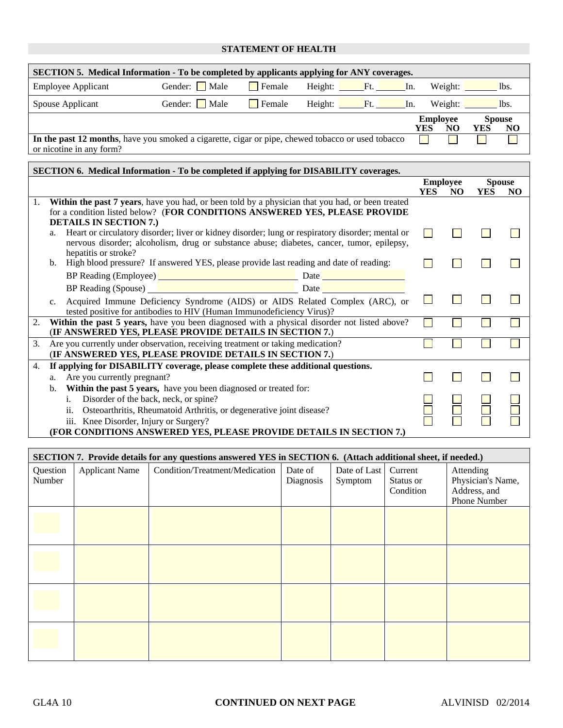## STATEMENT OF HEALTH

| SECTION 5. Medical Information - To be completed by applicants applying for ANY coverages. | | | | |
|---|---|---|---|---|
| Employee Applicant | Gender: ☐ Male ☐ Female | Height: \_\_\_\_\_Ft. \_\_\_\_\_In. | Weight: \_\_\_\_\_\_ lbs. | |
| Spouse Applicant | Gender: ☐ Male ☐ Female | Height: \_\_\_\_\_Ft. \_\_\_\_\_In. | Weight: \_\_\_\_\_\_ lbs. | |

| | Employee YES | Employee NO | Spouse YES | Spouse NO |
|---|---|---|---|---|
| **In the past 12 months**, have you smoked a cigarette, cigar or pipe, chewed tobacco or used tobacco or nicotine in any form? | ☐ | ☐ | ☐ | ☐ |

| SECTION 6. Medical Information - To be completed if applying for DISABILITY coverages. | Employee YES | Employee NO | Spouse YES | Spouse NO |
|---|---|---|---|---|
| 1. **Within the past 7 years**, have you had, or been told by a physician that you had, or been treated for a condition listed below? (**FOR CONDITIONS ANSWERED YES, PLEASE PROVIDE DETAILS IN SECTION 7.)** | | | | |
| a. Heart or circulatory disorder; liver or kidney disorder; lung or respiratory disorder; mental or nervous disorder; alcoholism, drug or substance abuse; diabetes, cancer, tumor, epilepsy, hepatitis or stroke? | ☐ | ☐ | ☐ | ☐ |
| b. High blood pressure? If answered YES, please provide last reading and date of reading: | ☐ | ☐ | ☐ | ☐ |
| BP Reading (Employee) \_\_\_\_\_\_\_\_\_\_\_\_\_\_\_\_ Date \_\_\_\_\_\_\_\_\_\_ | | | | |
| BP Reading (Spouse) \_\_\_\_\_\_\_\_\_\_\_\_\_\_\_\_ Date \_\_\_\_\_\_\_\_\_\_ | | | | |
| c. Acquired Immune Deficiency Syndrome (AIDS) or AIDS Related Complex (ARC), or tested positive for antibodies to HIV (Human Immunodeficiency Virus)? | ☐ | ☐ | ☐ | ☐ |
| 2. **Within the past 5 years,** have you been diagnosed with a physical disorder not listed above? (**IF ANSWERED YES, PLEASE PROVIDE DETAILS IN SECTION 7.**) | ☐ | ☐ | ☐ | ☐ |
| 3. Are you currently under observation, receiving treatment or taking medication? (**IF ANSWERED YES, PLEASE PROVIDE DETAILS IN SECTION 7.**) | ☐ | ☐ | ☐ | ☐ |
| 4. **If applying for DISABILITY coverage, please complete these additional questions.** | | | | |
| a. Are you currently pregnant? | ☐ | ☐ | ☐ | ☐ |
| b. **Within the past 5 years,** have you been diagnosed or treated for: | | | | |
| i. Disorder of the back, neck, or spine? | ☐ | ☐ | ☐ | ☐ |
| ii. Osteoarthritis, Rheumatoid Arthritis, or degenerative joint disease? | ☐ | ☐ | ☐ | ☐ |
| iii. Knee Disorder, Injury or Surgery? | ☐ | ☐ | ☐ | ☐ |
| **(FOR CONDITIONS ANSWERED YES, PLEASE PROVIDE DETAILS IN SECTION 7.)** | | | | |

**SECTION 7. Provide details for any questions answered YES in SECTION 6. (Attach additional sheet, if needed.)**

| Question Number | Applicant Name | Condition/Treatment/Medication | Date of Diagnosis | Date of Last Symptom | Current Status or Condition | Attending Physician's Name, Address, and Phone Number |
|---|---|---|---|---|---|---|
| | | | | | | |
| | | | | | | |
| | | | | | | |
| | | | | | | |

GL4A 10 **CONTINUED ON NEXT PAGE** ALVINISD 02/2014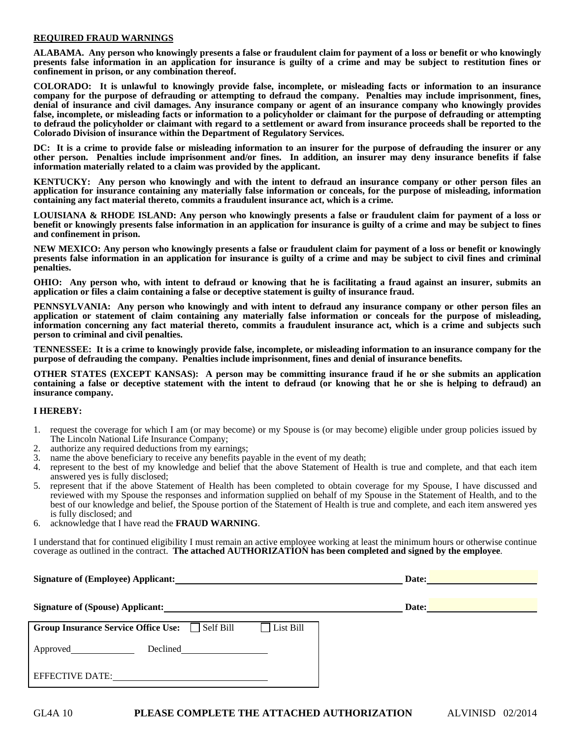## REQUIRED FRAUD WARNINGS

**ALABAMA. Any person who knowingly presents a false or fraudulent claim for payment of a loss or benefit or who knowingly presents false information in an application for insurance is guilty of a crime and may be subject to restitution fines or confinement in prison, or any combination thereof.**

**COLORADO: It is unlawful to knowingly provide false, incomplete, or misleading facts or information to an insurance company for the purpose of defrauding or attempting to defraud the company. Penalties may include imprisonment, fines, denial of insurance and civil damages. Any insurance company or agent of an insurance company who knowingly provides false, incomplete, or misleading facts or information to a policyholder or claimant for the purpose of defrauding or attempting to defraud the policyholder or claimant with regard to a settlement or award from insurance proceeds shall be reported to the Colorado Division of insurance within the Department of Regulatory Services.**

**DC: It is a crime to provide false or misleading information to an insurer for the purpose of defrauding the insurer or any other person. Penalties include imprisonment and/or fines. In addition, an insurer may deny insurance benefits if false information materially related to a claim was provided by the applicant.**

**KENTUCKY: Any person who knowingly and with the intent to defraud an insurance company or other person files an application for insurance containing any materially false information or conceals, for the purpose of misleading, information containing any fact material thereto, commits a fraudulent insurance act, which is a crime.**

**LOUISIANA & RHODE ISLAND: Any person who knowingly presents a false or fraudulent claim for payment of a loss or benefit or knowingly presents false information in an application for insurance is guilty of a crime and may be subject to fines and confinement in prison.**

**NEW MEXICO: Any person who knowingly presents a false or fraudulent claim for payment of a loss or benefit or knowingly presents false information in an application for insurance is guilty of a crime and may be subject to civil fines and criminal penalties.**

**OHIO: Any person who, with intent to defraud or knowing that he is facilitating a fraud against an insurer, submits an application or files a claim containing a false or deceptive statement is guilty of insurance fraud.**

**PENNSYLVANIA: Any person who knowingly and with intent to defraud any insurance company or other person files an application or statement of claim containing any materially false information or conceals for the purpose of misleading, information concerning any fact material thereto, commits a fraudulent insurance act, which is a crime and subjects such person to criminal and civil penalties.**

**TENNESSEE: It is a crime to knowingly provide false, incomplete, or misleading information to an insurance company for the purpose of defrauding the company. Penalties include imprisonment, fines and denial of insurance benefits.**

**OTHER STATES (EXCEPT KANSAS): A person may be committing insurance fraud if he or she submits an application containing a false or deceptive statement with the intent to defraud (or knowing that he or she is helping to defraud) an insurance company.**

**I HEREBY:**

1. request the coverage for which I am (or may become) or my Spouse is (or may become) eligible under group policies issued by The Lincoln National Life Insurance Company;
2. authorize any required deductions from my earnings;
3. name the above beneficiary to receive any benefits payable in the event of my death;
4. represent to the best of my knowledge and belief that the above Statement of Health is true and complete, and that each item answered yes is fully disclosed;
5. represent that if the above Statement of Health has been completed to obtain coverage for my Spouse, I have discussed and reviewed with my Spouse the responses and information supplied on behalf of my Spouse in the Statement of Health, and to the best of our knowledge and belief, the Spouse portion of the Statement of Health is true and complete, and each item answered yes is fully disclosed; and
6. acknowledge that I have read the **FRAUD WARNING**.

I understand that for continued eligibility I must remain an active employee working at least the minimum hours or otherwise continue coverage as outlined in the contract. **The attached AUTHORIZATION has been completed and signed by the employee**.

**Signature of (Employee) Applicant:** ______________________ **Date:** ____________

**Signature of (Spouse) Applicant:** ______________________ **Date:** ____________

**Group Insurance Service Office Use:** ☐ Self Bill ☐ List Bill

Approved ____________ Declined ______________

EFFECTIVE DATE: ______________________

GL4A 10 **PLEASE COMPLETE THE ATTACHED AUTHORIZATION** ALVINISD 02/2014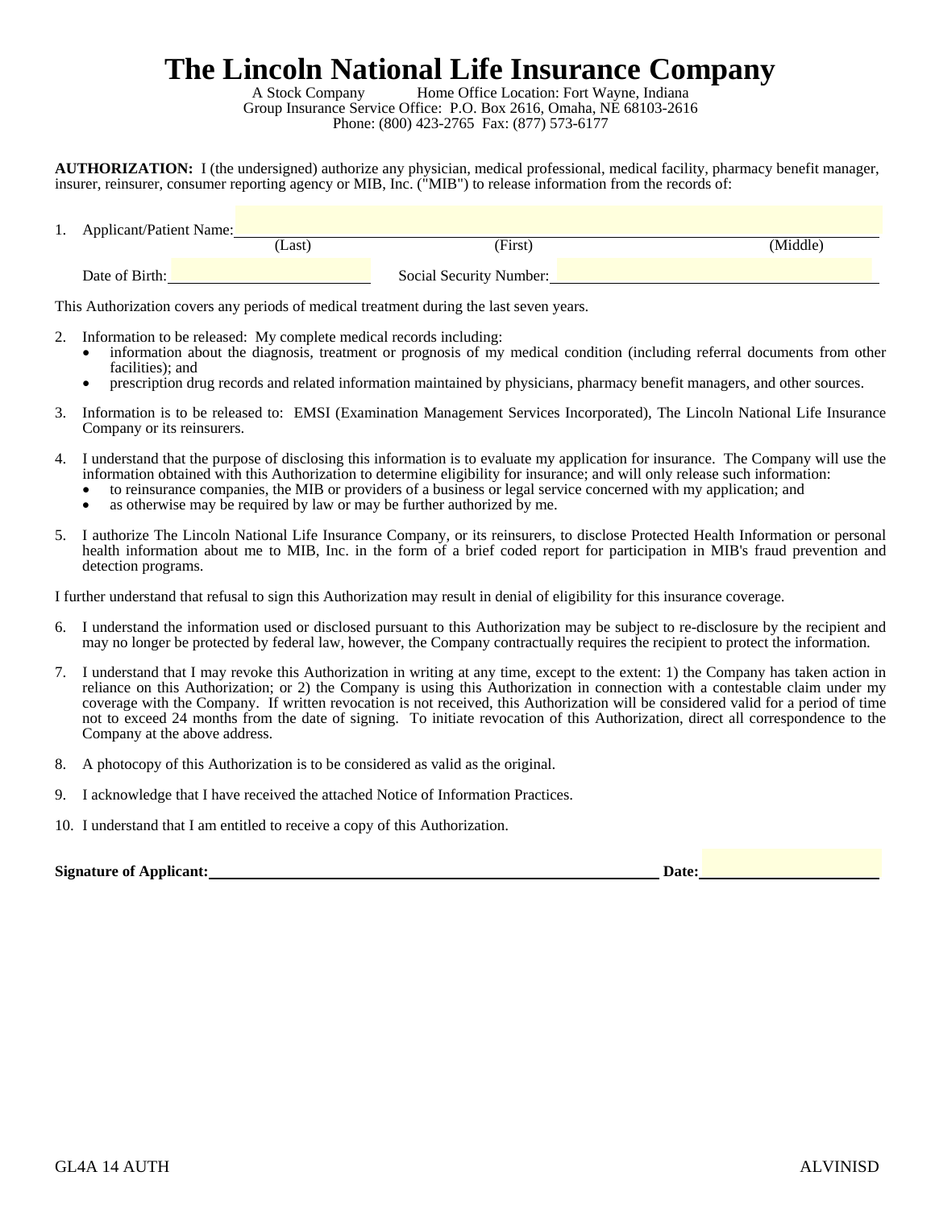# The Lincoln National Life Insurance Company

A Stock Company Home Office Location: Fort Wayne, Indiana
Group Insurance Service Office: P.O. Box 2616, Omaha, NE 68103-2616
Phone: (800) 423-2765 Fax: (877) 573-6177

**AUTHORIZATION:** I (the undersigned) authorize any physician, medical professional, medical facility, pharmacy benefit manager, insurer, reinsurer, consumer reporting agency or MIB, Inc. ("MIB") to release information from the records of:

1. Applicant/Patient Name: ______________________________________________
   (Last) (First) (Middle)

   Date of Birth: ____________________ Social Security Number: ____________________

This Authorization covers any periods of medical treatment during the last seven years.

2. Information to be released: My complete medical records including:
   - information about the diagnosis, treatment or prognosis of my medical condition (including referral documents from other facilities); and
   - prescription drug records and related information maintained by physicians, pharmacy benefit managers, and other sources.

3. Information is to be released to: EMSI (Examination Management Services Incorporated), The Lincoln National Life Insurance Company or its reinsurers.

4. I understand that the purpose of disclosing this information is to evaluate my application for insurance. The Company will use the information obtained with this Authorization to determine eligibility for insurance; and will only release such information:
   - to reinsurance companies, the MIB or providers of a business or legal service concerned with my application; and
   - as otherwise may be required by law or may be further authorized by me.

5. I authorize The Lincoln National Life Insurance Company, or its reinsurers, to disclose Protected Health Information or personal health information about me to MIB, Inc. in the form of a brief coded report for participation in MIB's fraud prevention and detection programs.

I further understand that refusal to sign this Authorization may result in denial of eligibility for this insurance coverage.

6. I understand the information used or disclosed pursuant to this Authorization may be subject to re-disclosure by the recipient and may no longer be protected by federal law, however, the Company contractually requires the recipient to protect the information.

7. I understand that I may revoke this Authorization in writing at any time, except to the extent: 1) the Company has taken action in reliance on this Authorization; or 2) the Company is using this Authorization in connection with a contestable claim under my coverage with the Company. If written revocation is not received, this Authorization will be considered valid for a period of time not to exceed 24 months from the date of signing. To initiate revocation of this Authorization, direct all correspondence to the Company at the above address.

8. A photocopy of this Authorization is to be considered as valid as the original.

9. I acknowledge that I have received the attached Notice of Information Practices.

10. I understand that I am entitled to receive a copy of this Authorization.

**Signature of Applicant:** ________________________________________ **Date:** ____________________

GL4A 14 AUTH ALVINISD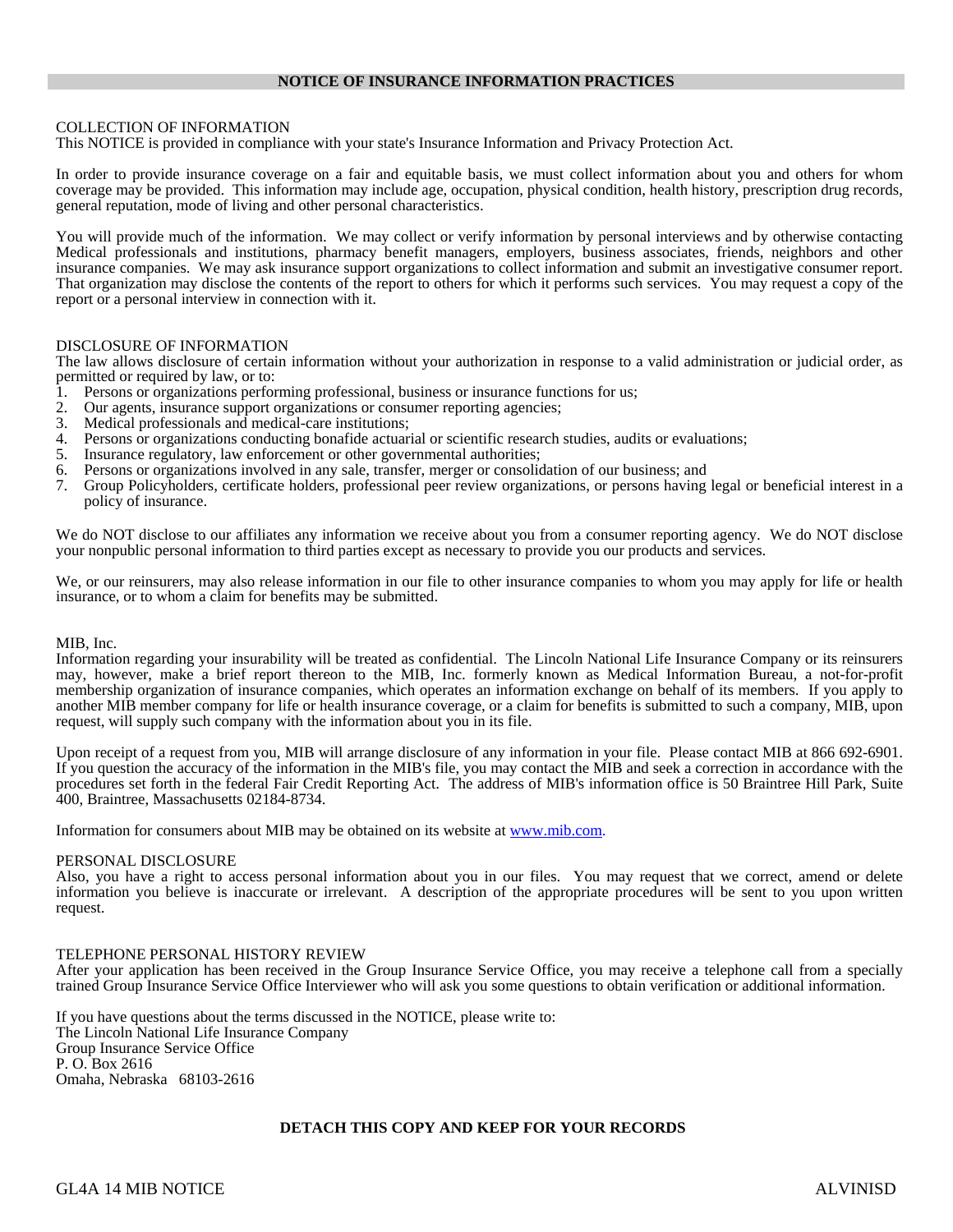## NOTICE OF INSURANCE INFORMATION PRACTICES

### COLLECTION OF INFORMATION

This NOTICE is provided in compliance with your state's Insurance Information and Privacy Protection Act.

In order to provide insurance coverage on a fair and equitable basis, we must collect information about you and others for whom coverage may be provided. This information may include age, occupation, physical condition, health history, prescription drug records, general reputation, mode of living and other personal characteristics.

You will provide much of the information. We may collect or verify information by personal interviews and by otherwise contacting Medical professionals and institutions, pharmacy benefit managers, employers, business associates, friends, neighbors and other insurance companies. We may ask insurance support organizations to collect information and submit an investigative consumer report. That organization may disclose the contents of the report to others for which it performs such services. You may request a copy of the report or a personal interview in connection with it.

### DISCLOSURE OF INFORMATION

The law allows disclosure of certain information without your authorization in response to a valid administration or judicial order, as permitted or required by law, or to:

1. Persons or organizations performing professional, business or insurance functions for us;
2. Our agents, insurance support organizations or consumer reporting agencies;
3. Medical professionals and medical-care institutions;
4. Persons or organizations conducting bonafide actuarial or scientific research studies, audits or evaluations;
5. Insurance regulatory, law enforcement or other governmental authorities;
6. Persons or organizations involved in any sale, transfer, merger or consolidation of our business; and
7. Group Policyholders, certificate holders, professional peer review organizations, or persons having legal or beneficial interest in a policy of insurance.

We do NOT disclose to our affiliates any information we receive about you from a consumer reporting agency. We do NOT disclose your nonpublic personal information to third parties except as necessary to provide you our products and services.

We, or our reinsurers, may also release information in our file to other insurance companies to whom you may apply for life or health insurance, or to whom a claim for benefits may be submitted.

### MIB, Inc.

Information regarding your insurability will be treated as confidential. The Lincoln National Life Insurance Company or its reinsurers may, however, make a brief report thereon to the MIB, Inc. formerly known as Medical Information Bureau, a not-for-profit membership organization of insurance companies, which operates an information exchange on behalf of its members. If you apply to another MIB member company for life or health insurance coverage, or a claim for benefits is submitted to such a company, MIB, upon request, will supply such company with the information about you in its file.

Upon receipt of a request from you, MIB will arrange disclosure of any information in your file. Please contact MIB at 866 692-6901. If you question the accuracy of the information in the MIB's file, you may contact the MIB and seek a correction in accordance with the procedures set forth in the federal Fair Credit Reporting Act. The address of MIB's information office is 50 Braintree Hill Park, Suite 400, Braintree, Massachusetts 02184-8734.

Information for consumers about MIB may be obtained on its website at www.mib.com.

### PERSONAL DISCLOSURE

Also, you have a right to access personal information about you in our files. You may request that we correct, amend or delete information you believe is inaccurate or irrelevant. A description of the appropriate procedures will be sent to you upon written request.

### TELEPHONE PERSONAL HISTORY REVIEW

After your application has been received in the Group Insurance Service Office, you may receive a telephone call from a specially trained Group Insurance Service Office Interviewer who will ask you some questions to obtain verification or additional information.

If you have questions about the terms discussed in the NOTICE, please write to:
The Lincoln National Life Insurance Company
Group Insurance Service Office
P. O. Box 2616
Omaha, Nebraska 68103-2616

**DETACH THIS COPY AND KEEP FOR YOUR RECORDS**

GL4A 14 MIB NOTICE ALVINISD